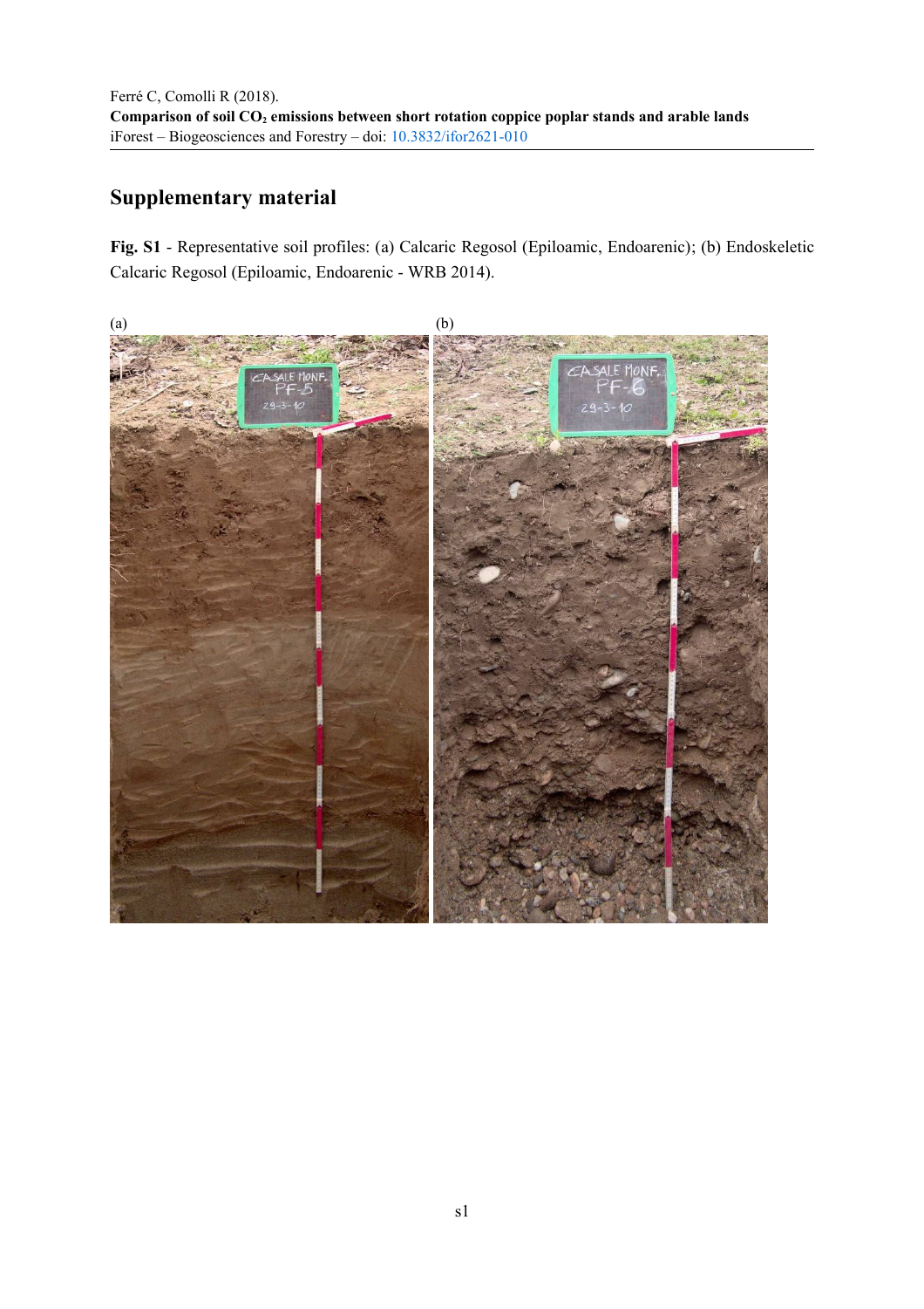Ferré C, Comolli R (2018).
**Comparison of soil $CO_2$ emissions between short rotation coppice poplar stands and arable lands**
iForest – Biogeosciences and Forestry – doi: 10.3832/ifor2621-010

## Supplementary material

**Fig. S1** - Representative soil profiles: (a) Calcaric Regosol (Epiloamic, Endoarenic); (b) Endoskeletic Calcaric Regosol (Epiloamic, Endoarenic - WRB 2014).

(a) (b)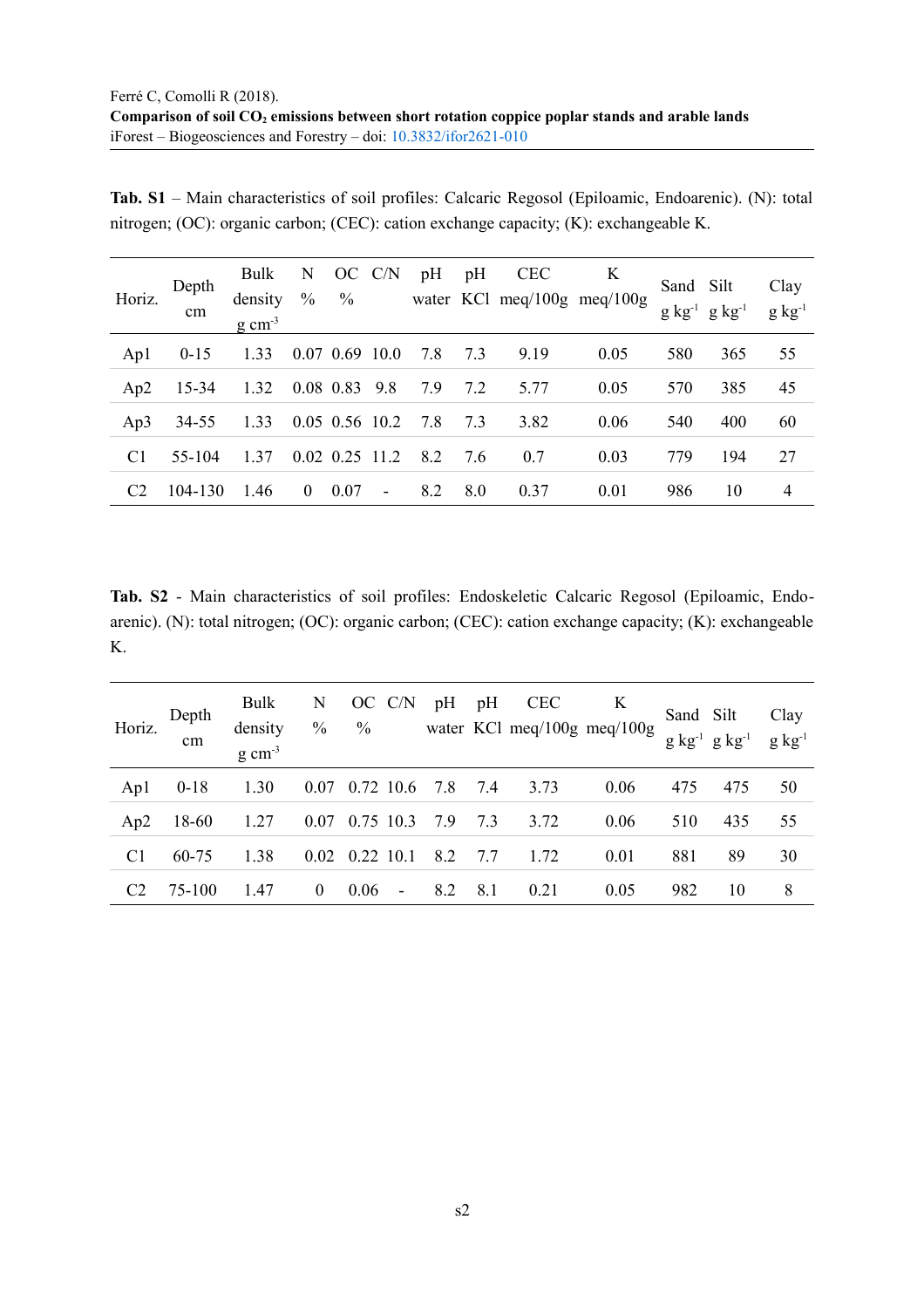**Tab. S1** – Main characteristics of soil profiles: Calcaric Regosol (Epiloamic, Endoarenic). (N): total nitrogen; (OC): organic carbon; (CEC): cation exchange capacity; (K): exchangeable K.

| Horiz. | Depth cm | Bulk density g $cm^{-3}$ | N % | OC % | C/N | pH water | pH KCl | CEC meq/100g | K meq/100g | Sand g $kg^{-1}$ | Silt g $kg^{-1}$ | Clay g $kg^{-1}$ |
|---|---|---|---|---|---|---|---|---|---|---|---|---|
| Ap1 | 0-15 | 1.33 | 0.07 | 0.69 | 10.0 | 7.8 | 7.3 | 9.19 | 0.05 | 580 | 365 | 55 |
| Ap2 | 15-34 | 1.32 | 0.08 | 0.83 | 9.8 | 7.9 | 7.2 | 5.77 | 0.05 | 570 | 385 | 45 |
| Ap3 | 34-55 | 1.33 | 0.05 | 0.56 | 10.2 | 7.8 | 7.3 | 3.82 | 0.06 | 540 | 400 | 60 |
| C1 | 55-104 | 1.37 | 0.02 | 0.25 | 11.2 | 8.2 | 7.6 | 0.7 | 0.03 | 779 | 194 | 27 |
| C2 | 104-130 | 1.46 | 0 | 0.07 | - | 8.2 | 8.0 | 0.37 | 0.01 | 986 | 10 | 4 |

**Tab. S2** - Main characteristics of soil profiles: Endoskeletic Calcaric Regosol (Epiloamic, Endoarenic). (N): total nitrogen; (OC): organic carbon; (CEC): cation exchange capacity; (K): exchangeable K.

| Horiz. | Depth cm | Bulk density g $cm^{-3}$ | N % | OC % | C/N | pH water | pH KCl | CEC meq/100g | K meq/100g | Sand g $kg^{-1}$ | Silt g $kg^{-1}$ | Clay g $kg^{-1}$ |
|---|---|---|---|---|---|---|---|---|---|---|---|---|
| Ap1 | 0-18 | 1.30 | 0.07 | 0.72 | 10.6 | 7.8 | 7.4 | 3.73 | 0.06 | 475 | 475 | 50 |
| Ap2 | 18-60 | 1.27 | 0.07 | 0.75 | 10.3 | 7.9 | 7.3 | 3.72 | 0.06 | 510 | 435 | 55 |
| C1 | 60-75 | 1.38 | 0.02 | 0.22 | 10.1 | 8.2 | 7.7 | 1.72 | 0.01 | 881 | 89 | 30 |
| C2 | 75-100 | 1.47 | 0 | 0.06 | - | 8.2 | 8.1 | 0.21 | 0.05 | 982 | 10 | 8 |